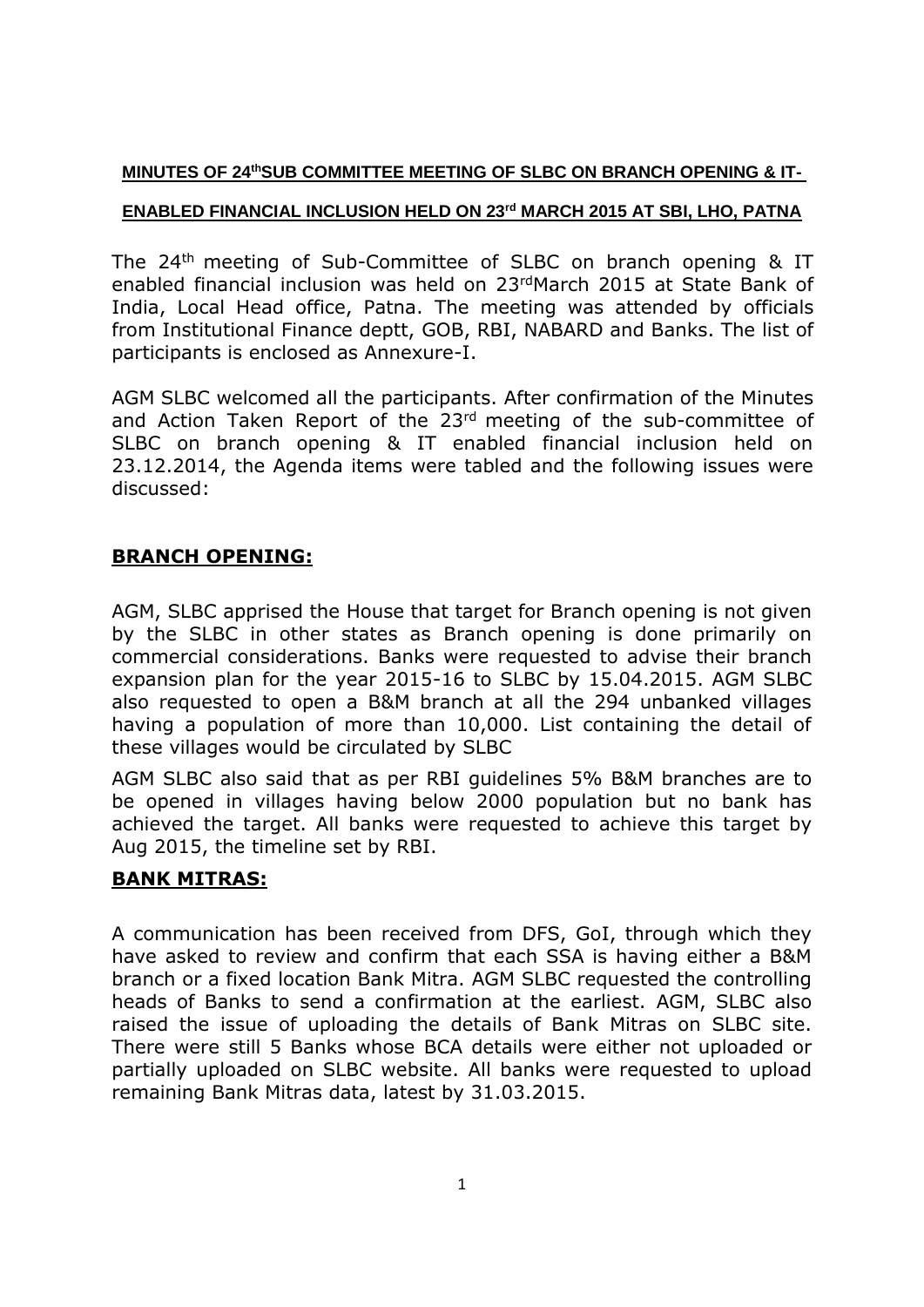**MINUTES OF 24th SUB COMMITTEE MEETING OF SLBC ON BRANCH OPENING & IT-ENABLED FINANCIAL INCLUSION HELD ON 23rd MARCH 2015 AT SBI, LHO, PATNA**

The 24th meeting of Sub-Committee of SLBC on branch opening & IT enabled financial inclusion was held on 23rd March 2015 at State Bank of India, Local Head office, Patna. The meeting was attended by officials from Institutional Finance deptt, GOB, RBI, NABARD and Banks. The list of participants is enclosed as Annexure-I.

AGM SLBC welcomed all the participants. After confirmation of the Minutes and Action Taken Report of the 23rd meeting of the sub-committee of SLBC on branch opening & IT enabled financial inclusion held on 23.12.2014, the Agenda items were tabled and the following issues were discussed:

## BRANCH OPENING:

AGM, SLBC apprised the House that target for Branch opening is not given by the SLBC in other states as Branch opening is done primarily on commercial considerations. Banks were requested to advise their branch expansion plan for the year 2015-16 to SLBC by 15.04.2015. AGM SLBC also requested to open a B&M branch at all the 294 unbanked villages having a population of more than 10,000. List containing the detail of these villages would be circulated by SLBC

AGM SLBC also said that as per RBI guidelines 5% B&M branches are to be opened in villages having below 2000 population but no bank has achieved the target. All banks were requested to achieve this target by Aug 2015, the timeline set by RBI.

## BANK MITRAS:

A communication has been received from DFS, GoI, through which they have asked to review and confirm that each SSA is having either a B&M branch or a fixed location Bank Mitra. AGM SLBC requested the controlling heads of Banks to send a confirmation at the earliest. AGM, SLBC also raised the issue of uploading the details of Bank Mitras on SLBC site. There were still 5 Banks whose BCA details were either not uploaded or partially uploaded on SLBC website. All banks were requested to upload remaining Bank Mitras data, latest by 31.03.2015.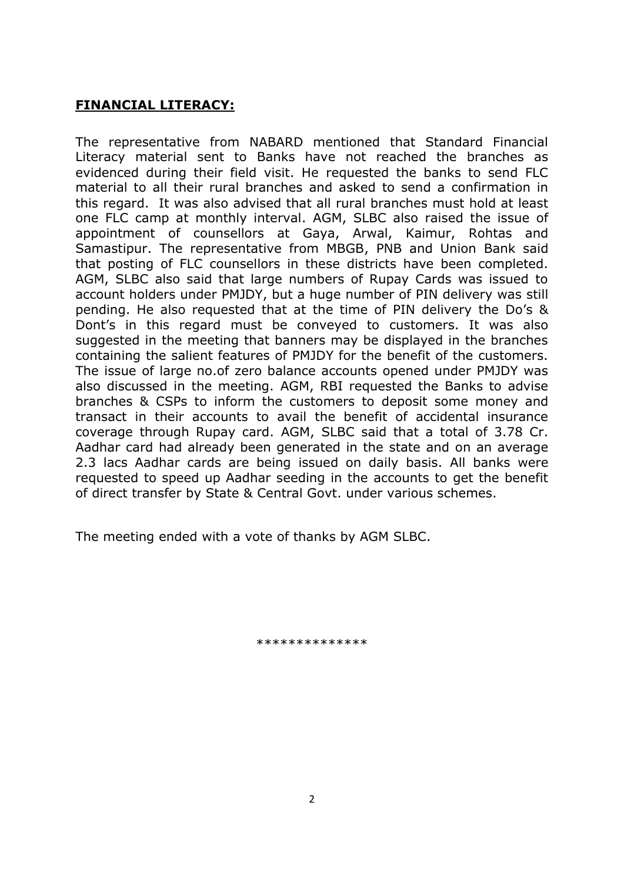## **FINANCIAL LITERACY:**

The representative from NABARD mentioned that Standard Financial Literacy material sent to Banks have not reached the branches as evidenced during their field visit. He requested the banks to send FLC material to all their rural branches and asked to send a confirmation in this regard. It was also advised that all rural branches must hold at least one FLC camp at monthly interval. AGM, SLBC also raised the issue of appointment of counsellors at Gaya, Arwal, Kaimur, Rohtas and Samastipur. The representative from MBGB, PNB and Union Bank said that posting of FLC counsellors in these districts have been completed. AGM, SLBC also said that large numbers of Rupay Cards was issued to account holders under PMJDY, but a huge number of PIN delivery was still pending. He also requested that at the time of PIN delivery the Do's & Dont's in this regard must be conveyed to customers. It was also suggested in the meeting that banners may be displayed in the branches containing the salient features of PMJDY for the benefit of the customers. The issue of large no.of zero balance accounts opened under PMJDY was also discussed in the meeting. AGM, RBI requested the Banks to advise branches & CSPs to inform the customers to deposit some money and transact in their accounts to avail the benefit of accidental insurance coverage through Rupay card. AGM, SLBC said that a total of 3.78 Cr. Aadhar card had already been generated in the state and on an average 2.3 lacs Aadhar cards are being issued on daily basis. All banks were requested to speed up Aadhar seeding in the accounts to get the benefit of direct transfer by State & Central Govt. under various schemes.

The meeting ended with a vote of thanks by AGM SLBC.

**************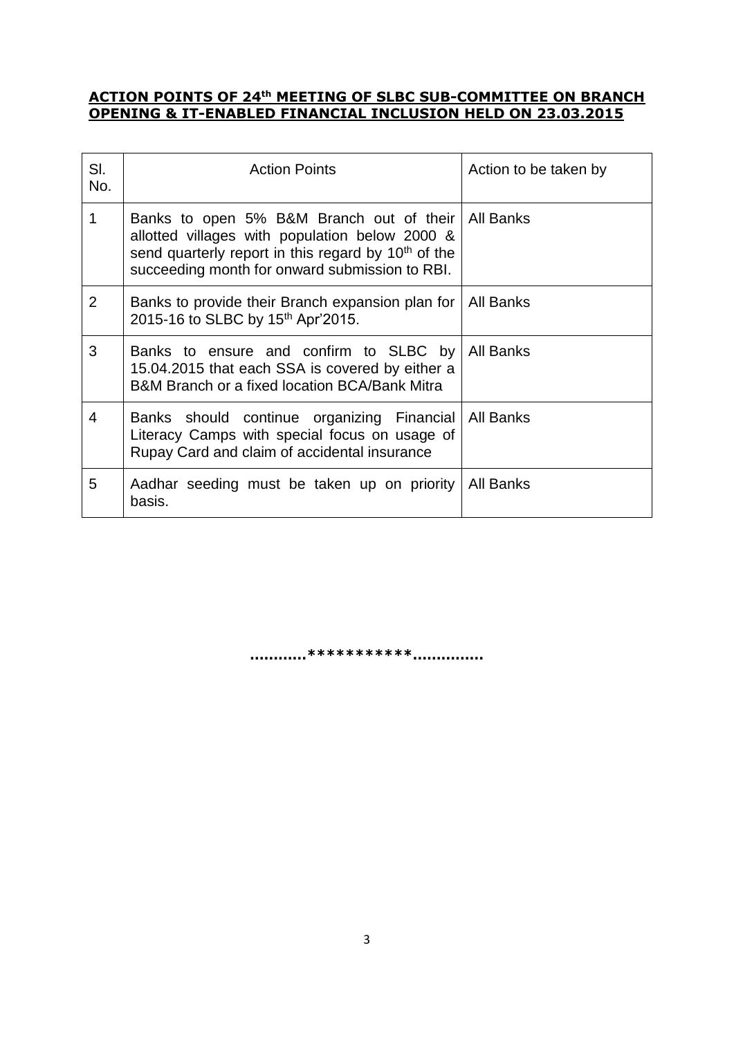**ACTION POINTS OF 24th MEETING OF SLBC SUB-COMMITTEE ON BRANCH OPENING & IT-ENABLED FINANCIAL INCLUSION HELD ON 23.03.2015**

| Sl. No. | Action Points | Action to be taken by |
|---|---|---|
| 1 | Banks to open 5% B&M Branch out of their allotted villages with population below 2000 & send quarterly report in this regard by 10th of the succeeding month for onward submission to RBI. | All Banks |
| 2 | Banks to provide their Branch expansion plan for 2015-16 to SLBC by 15th Apr'2015. | All Banks |
| 3 | Banks to ensure and confirm to SLBC by 15.04.2015 that each SSA is covered by either a B&M Branch or a fixed location BCA/Bank Mitra | All Banks |
| 4 | Banks should continue organizing Financial Literacy Camps with special focus on usage of Rupay Card and claim of accidental insurance | All Banks |
| 5 | Aadhar seeding must be taken up on priority basis. | All Banks |

...........***********..............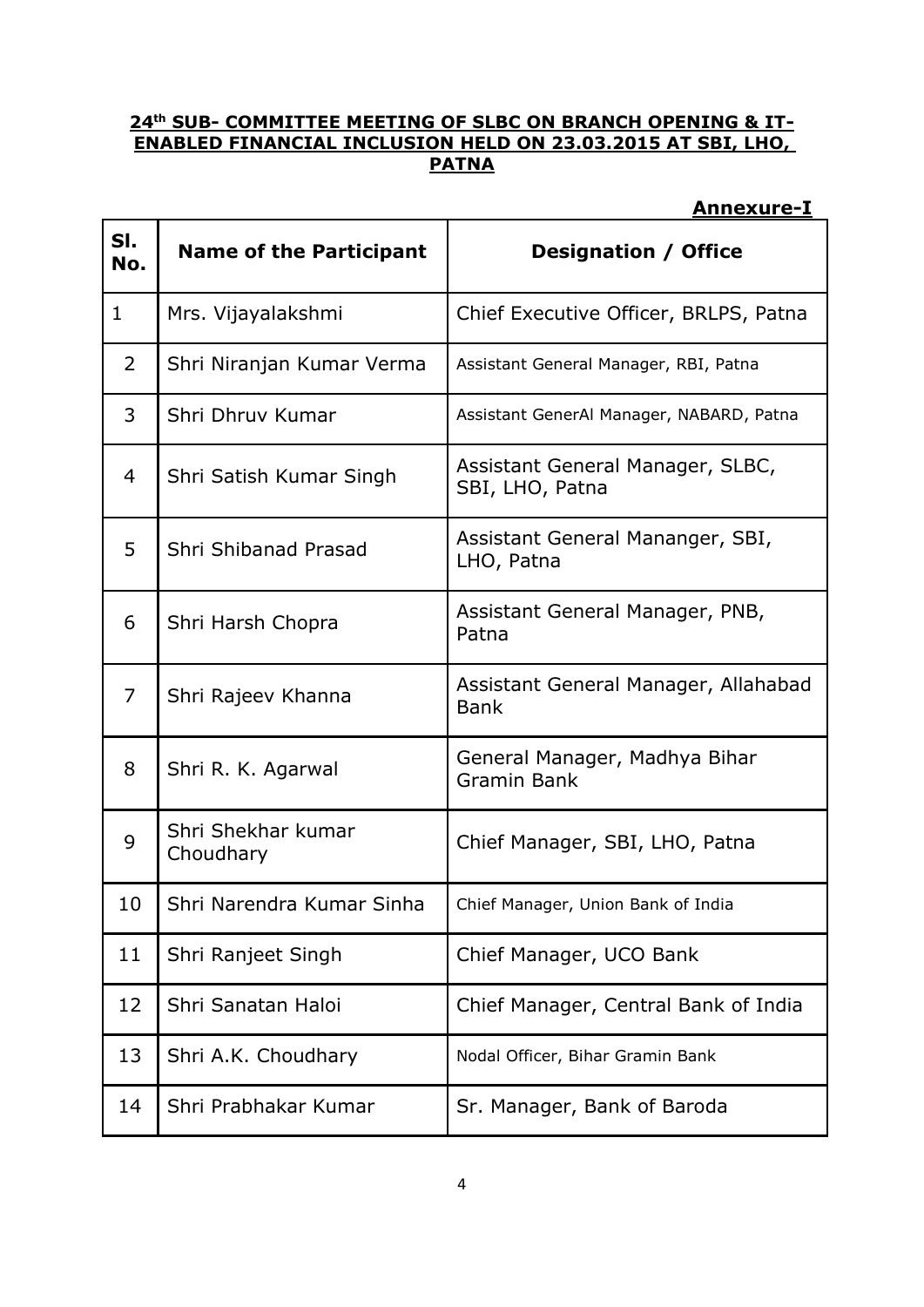**24th SUB- COMMITTEE MEETING OF SLBC ON BRANCH OPENING & IT-ENABLED FINANCIAL INCLUSION HELD ON 23.03.2015 AT SBI, LHO, PATNA**

**Annexure-I**

| Sl. No. | Name of the Participant | Designation / Office |
|---|---|---|
| 1 | Mrs. Vijayalakshmi | Chief Executive Officer, BRLPS, Patna |
| 2 | Shri Niranjan Kumar Verma | Assistant General Manager, RBI, Patna |
| 3 | Shri Dhruv Kumar | Assistant GenerAl Manager, NABARD, Patna |
| 4 | Shri Satish Kumar Singh | Assistant General Manager, SLBC, SBI, LHO, Patna |
| 5 | Shri Shibanad Prasad | Assistant General Mananger, SBI, LHO, Patna |
| 6 | Shri Harsh Chopra | Assistant General Manager, PNB, Patna |
| 7 | Shri Rajeev Khanna | Assistant General Manager, Allahabad Bank |
| 8 | Shri R. K. Agarwal | General Manager, Madhya Bihar Gramin Bank |
| 9 | Shri Shekhar kumar Choudhary | Chief Manager, SBI, LHO, Patna |
| 10 | Shri Narendra Kumar Sinha | Chief Manager, Union Bank of India |
| 11 | Shri Ranjeet Singh | Chief Manager, UCO Bank |
| 12 | Shri Sanatan Haloi | Chief Manager, Central Bank of India |
| 13 | Shri A.K. Choudhary | Nodal Officer, Bihar Gramin Bank |
| 14 | Shri Prabhakar Kumar | Sr. Manager, Bank of Baroda |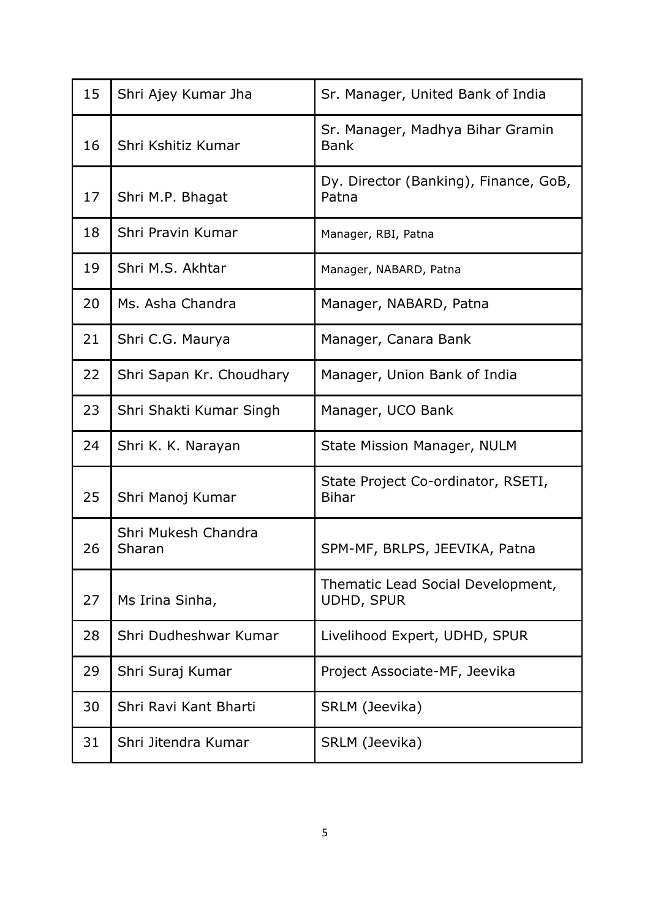| | | |
|---|---|---|
| 15 | Shri Ajey Kumar Jha | Sr. Manager, United Bank of India |
| 16 | Shri Kshitiz Kumar | Sr. Manager, Madhya Bihar Gramin Bank |
| 17 | Shri M.P. Bhagat | Dy. Director (Banking), Finance, GoB, Patna |
| 18 | Shri Pravin Kumar | Manager, RBI, Patna |
| 19 | Shri M.S. Akhtar | Manager, NABARD, Patna |
| 20 | Ms. Asha Chandra | Manager, NABARD, Patna |
| 21 | Shri C.G. Maurya | Manager, Canara Bank |
| 22 | Shri Sapan Kr. Choudhary | Manager, Union Bank of India |
| 23 | Shri Shakti Kumar Singh | Manager, UCO Bank |
| 24 | Shri K. K. Narayan | State Mission Manager, NULM |
| 25 | Shri Manoj Kumar | State Project Co-ordinator, RSETI, Bihar |
| 26 | Shri Mukesh Chandra Sharan | SPM-MF, BRLPS, JEEVIKA, Patna |
| 27 | Ms Irina Sinha, | Thematic Lead Social Development, UDHD, SPUR |
| 28 | Shri Dudheshwar Kumar | Livelihood Expert, UDHD, SPUR |
| 29 | Shri Suraj Kumar | Project Associate-MF, Jeevika |
| 30 | Shri Ravi Kant Bharti | SRLM (Jeevika) |
| 31 | Shri Jitendra Kumar | SRLM (Jeevika) |